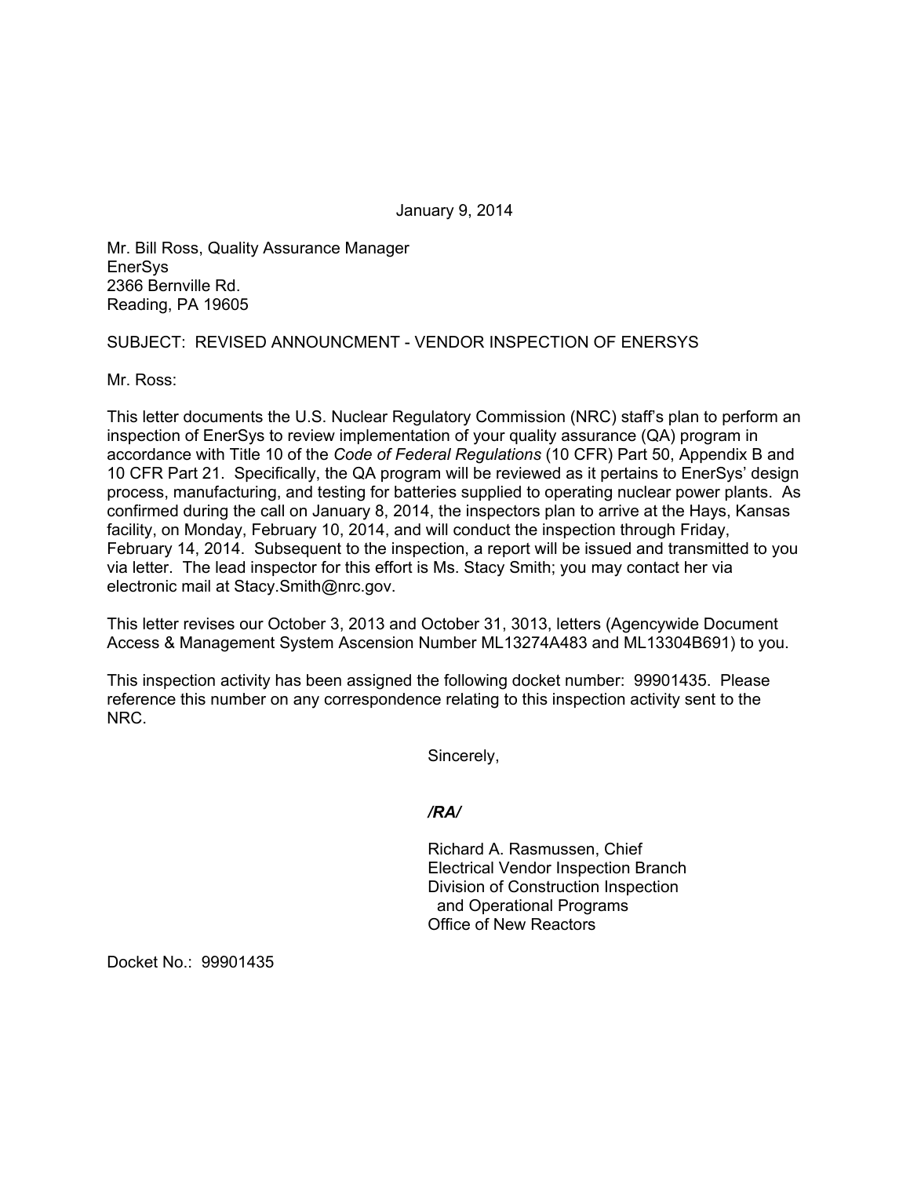January 9, 2014

Mr. Bill Ross, Quality Assurance Manager
EnerSys
2366 Bernville Rd.
Reading, PA 19605

SUBJECT: REVISED ANNOUNCMENT - VENDOR INSPECTION OF ENERSYS

Mr. Ross:

This letter documents the U.S. Nuclear Regulatory Commission (NRC) staff's plan to perform an inspection of EnerSys to review implementation of your quality assurance (QA) program in accordance with Title 10 of the *Code of Federal Regulations* (10 CFR) Part 50, Appendix B and 10 CFR Part 21. Specifically, the QA program will be reviewed as it pertains to EnerSys' design process, manufacturing, and testing for batteries supplied to operating nuclear power plants. As confirmed during the call on January 8, 2014, the inspectors plan to arrive at the Hays, Kansas facility, on Monday, February 10, 2014, and will conduct the inspection through Friday, February 14, 2014. Subsequent to the inspection, a report will be issued and transmitted to you via letter. The lead inspector for this effort is Ms. Stacy Smith; you may contact her via electronic mail at Stacy.Smith@nrc.gov.

This letter revises our October 3, 2013 and October 31, 3013, letters (Agencywide Document Access & Management System Ascension Number ML13274A483 and ML13304B691) to you.

This inspection activity has been assigned the following docket number: 99901435. Please reference this number on any correspondence relating to this inspection activity sent to the NRC.

Sincerely,

***/RA/***

Richard A. Rasmussen, Chief
Electrical Vendor Inspection Branch
Division of Construction Inspection
and Operational Programs
Office of New Reactors

Docket No.: 99901435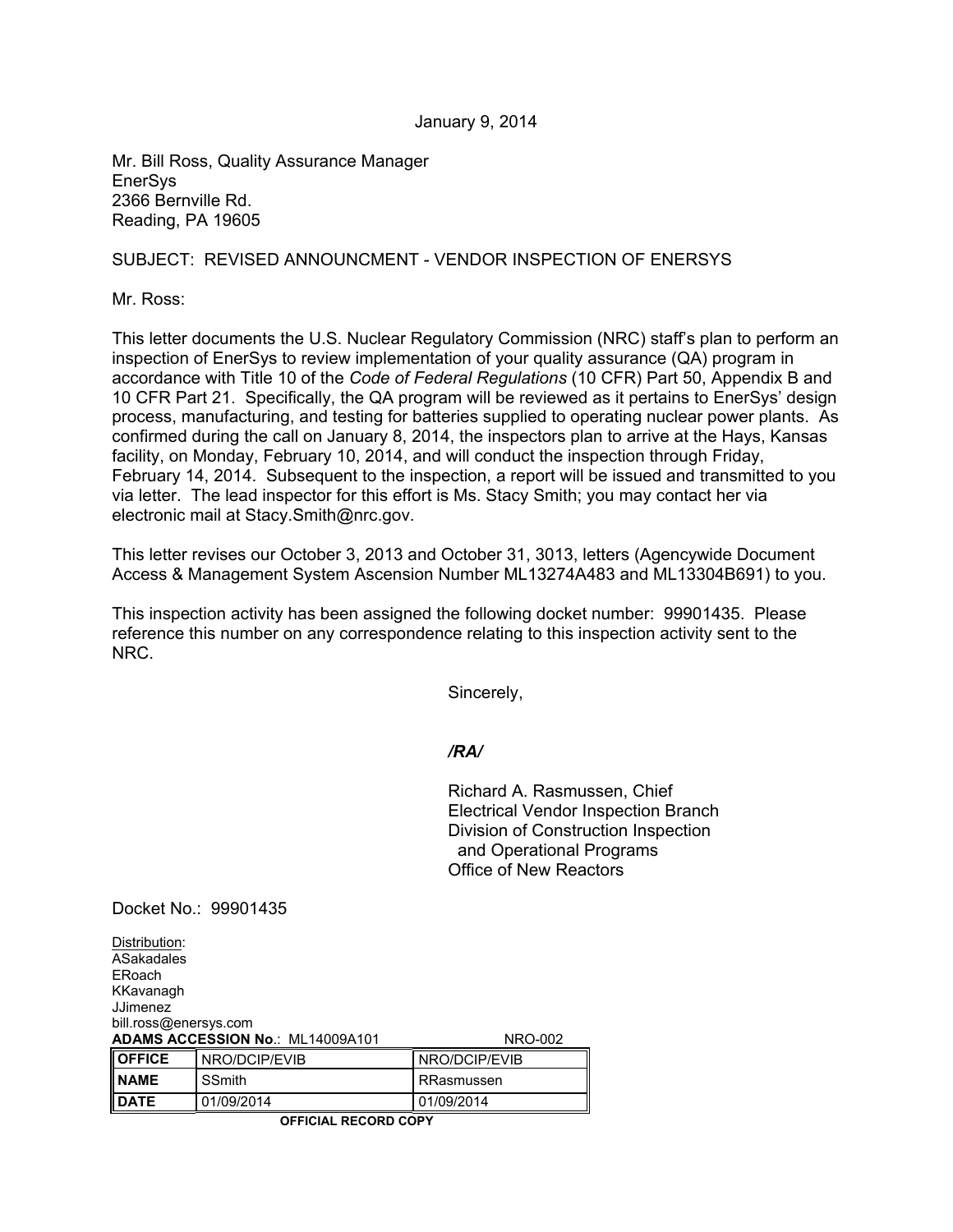January 9, 2014

Mr. Bill Ross, Quality Assurance Manager
EnerSys
2366 Bernville Rd.
Reading, PA 19605

SUBJECT: REVISED ANNOUNCMENT - VENDOR INSPECTION OF ENERSYS

Mr. Ross:

This letter documents the U.S. Nuclear Regulatory Commission (NRC) staff's plan to perform an inspection of EnerSys to review implementation of your quality assurance (QA) program in accordance with Title 10 of the *Code of Federal Regulations* (10 CFR) Part 50, Appendix B and 10 CFR Part 21. Specifically, the QA program will be reviewed as it pertains to EnerSys' design process, manufacturing, and testing for batteries supplied to operating nuclear power plants. As confirmed during the call on January 8, 2014, the inspectors plan to arrive at the Hays, Kansas facility, on Monday, February 10, 2014, and will conduct the inspection through Friday, February 14, 2014. Subsequent to the inspection, a report will be issued and transmitted to you via letter. The lead inspector for this effort is Ms. Stacy Smith; you may contact her via electronic mail at Stacy.Smith@nrc.gov.

This letter revises our October 3, 2013 and October 31, 3013, letters (Agencywide Document Access & Management System Ascension Number ML13274A483 and ML13304B691) to you.

This inspection activity has been assigned the following docket number: 99901435. Please reference this number on any correspondence relating to this inspection activity sent to the NRC.

Sincerely,

*/RA/*

Richard A. Rasmussen, Chief
Electrical Vendor Inspection Branch
Division of Construction Inspection
and Operational Programs
Office of New Reactors

Docket No.: 99901435

Distribution:
ASakadales
ERoach
KKavanagh
JJimenez
bill.ross@enersys.com

**ADAMS ACCESSION No.**: ML14009A101 NRO-002

| **OFFICE** | NRO/DCIP/EVIB | NRO/DCIP/EVIB |
|---|---|---|
| **NAME** | SSmith | RRasmussen |
| **DATE** | 01/09/2014 | 01/09/2014 |

**OFFICIAL RECORD COPY**